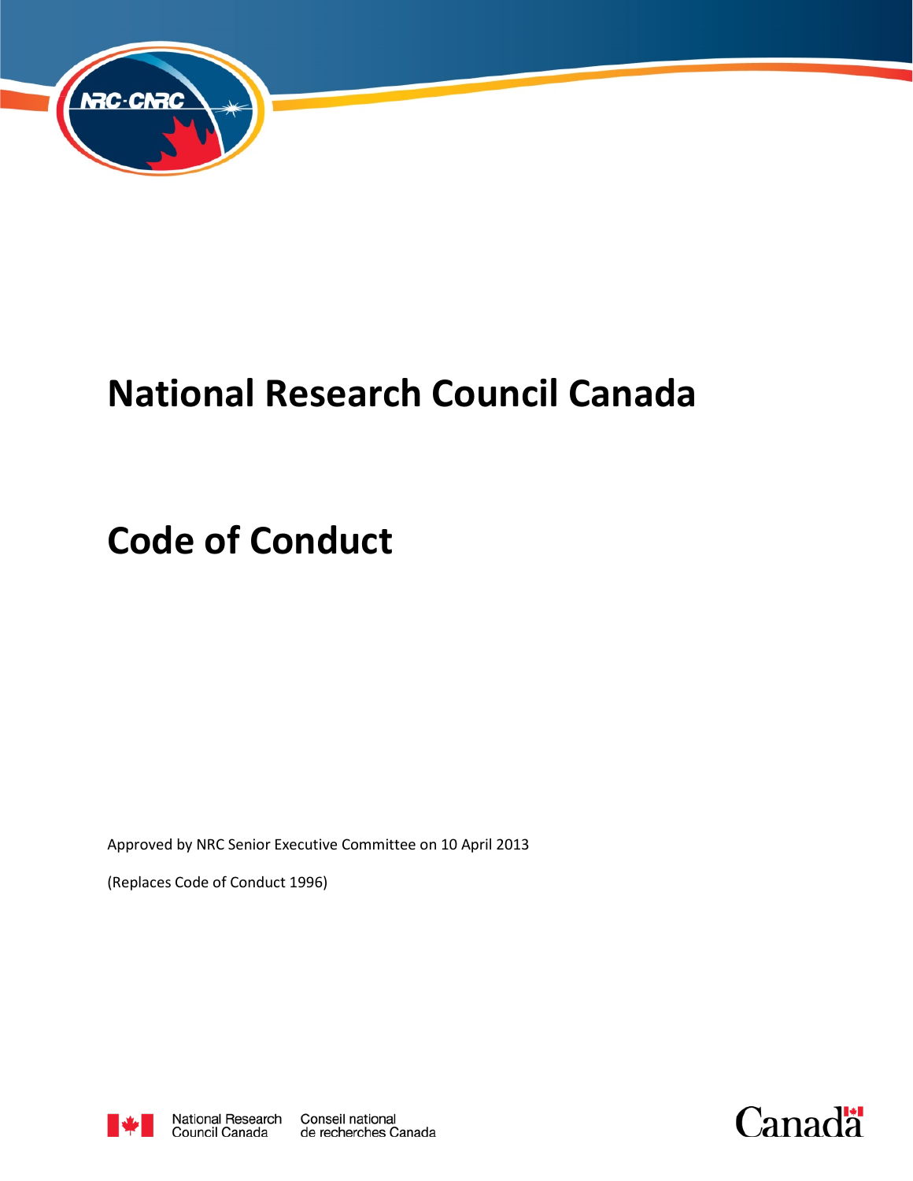# National Research Council Canada

# Code of Conduct

Approved by NRC Senior Executive Committee on 10 April 2013

(Replaces Code of Conduct 1996)

National Research Council Canada    Conseil national de recherches Canada

Canada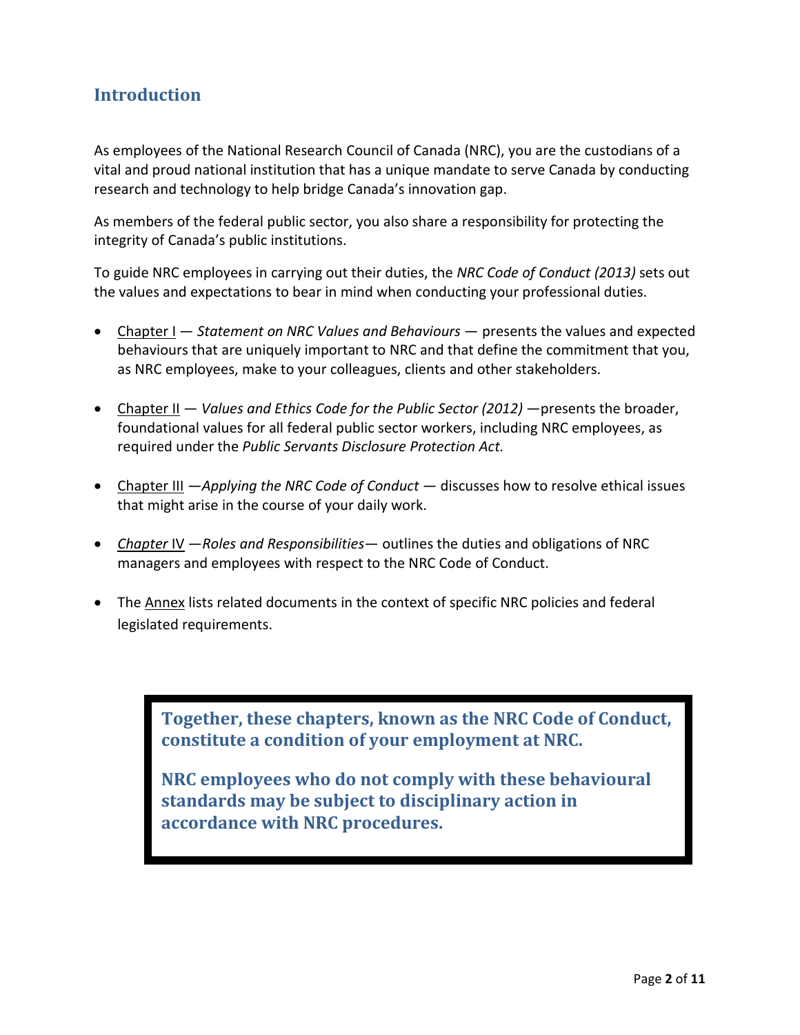## Introduction

As employees of the National Research Council of Canada (NRC), you are the custodians of a vital and proud national institution that has a unique mandate to serve Canada by conducting research and technology to help bridge Canada's innovation gap.

As members of the federal public sector, you also share a responsibility for protecting the integrity of Canada's public institutions.

To guide NRC employees in carrying out their duties, the *NRC Code of Conduct (2013)* sets out the values and expectations to bear in mind when conducting your professional duties.

- Chapter I — *Statement on NRC Values and Behaviours* — presents the values and expected behaviours that are uniquely important to NRC and that define the commitment that you, as NRC employees, make to your colleagues, clients and other stakeholders.

- Chapter II — *Values and Ethics Code for the Public Sector (2012)* —presents the broader, foundational values for all federal public sector workers, including NRC employees, as required under the *Public Servants Disclosure Protection Act.*

- Chapter III —*Applying the NRC Code of Conduct* — discusses how to resolve ethical issues that might arise in the course of your daily work.

- *Chapter* IV —*Roles and Responsibilities*— outlines the duties and obligations of NRC managers and employees with respect to the NRC Code of Conduct.

- The Annex lists related documents in the context of specific NRC policies and federal legislated requirements.

**Together, these chapters, known as the NRC Code of Conduct, constitute a condition of your employment at NRC.**

**NRC employees who do not comply with these behavioural standards may be subject to disciplinary action in accordance with NRC procedures.**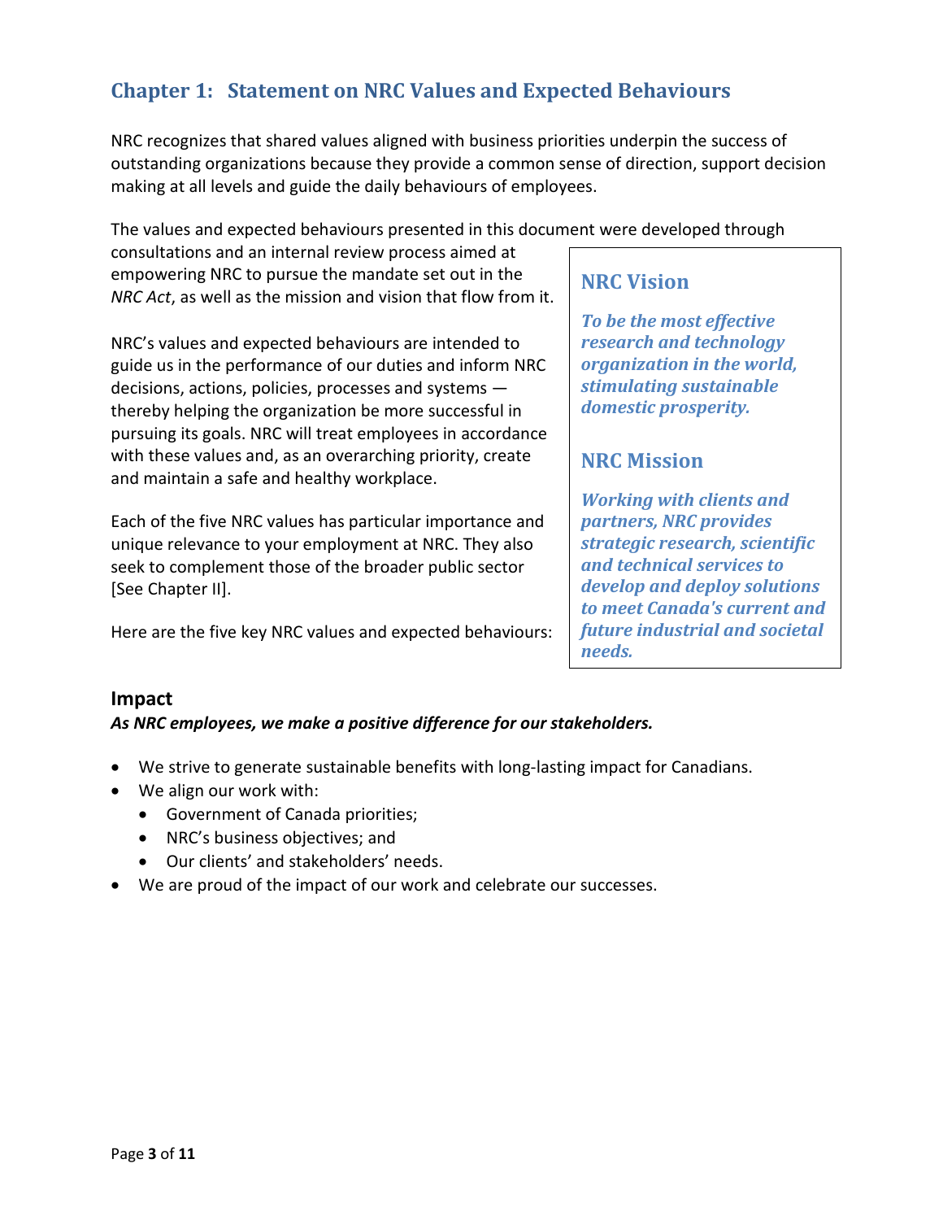## Chapter 1: Statement on NRC Values and Expected Behaviours

NRC recognizes that shared values aligned with business priorities underpin the success of outstanding organizations because they provide a common sense of direction, support decision making at all levels and guide the daily behaviours of employees.

The values and expected behaviours presented in this document were developed through consultations and an internal review process aimed at empowering NRC to pursue the mandate set out in the *NRC Act*, as well as the mission and vision that flow from it.

NRC's values and expected behaviours are intended to guide us in the performance of our duties and inform NRC decisions, actions, policies, processes and systems — thereby helping the organization be more successful in pursuing its goals. NRC will treat employees in accordance with these values and, as an overarching priority, create and maintain a safe and healthy workplace.

Each of the five NRC values has particular importance and unique relevance to your employment at NRC. They also seek to complement those of the broader public sector [See Chapter II].

Here are the five key NRC values and expected behaviours:

> ### NRC Vision
>
> ***To be the most effective research and technology organization in the world, stimulating sustainable domestic prosperity.***
>
> ### NRC Mission
>
> ***Working with clients and partners, NRC provides strategic research, scientific and technical services to develop and deploy solutions to meet Canada's current and future industrial and societal needs.***

### Impact

***As NRC employees, we make a positive difference for our stakeholders.***

- We strive to generate sustainable benefits with long-lasting impact for Canadians.
- We align our work with:
  - Government of Canada priorities;
  - NRC's business objectives; and
  - Our clients' and stakeholders' needs.
- We are proud of the impact of our work and celebrate our successes.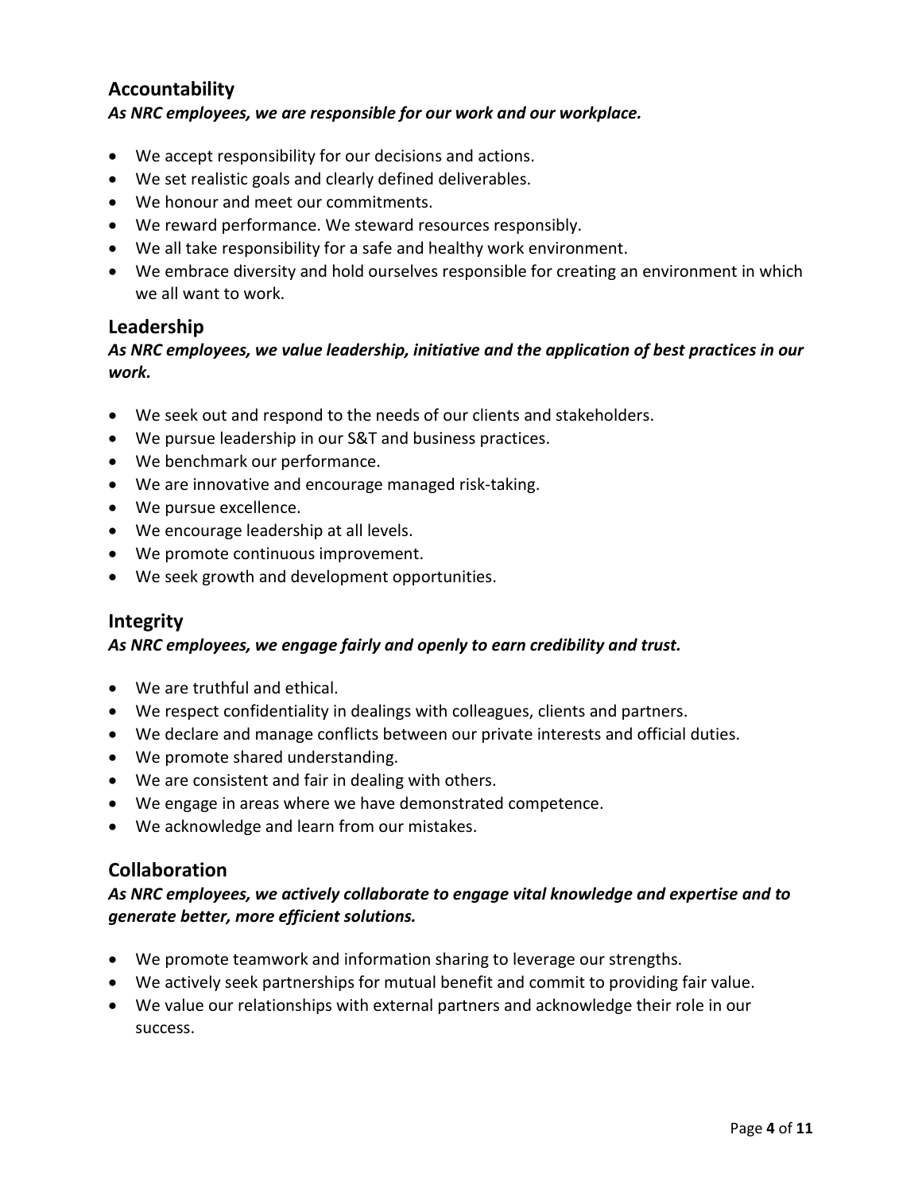## Accountability

***As NRC employees, we are responsible for our work and our workplace.***

- We accept responsibility for our decisions and actions.
- We set realistic goals and clearly defined deliverables.
- We honour and meet our commitments.
- We reward performance. We steward resources responsibly.
- We all take responsibility for a safe and healthy work environment.
- We embrace diversity and hold ourselves responsible for creating an environment in which we all want to work.

## Leadership

***As NRC employees, we value leadership, initiative and the application of best practices in our work.***

- We seek out and respond to the needs of our clients and stakeholders.
- We pursue leadership in our S&T and business practices.
- We benchmark our performance.
- We are innovative and encourage managed risk-taking.
- We pursue excellence.
- We encourage leadership at all levels.
- We promote continuous improvement.
- We seek growth and development opportunities.

## Integrity

***As NRC employees, we engage fairly and openly to earn credibility and trust.***

- We are truthful and ethical.
- We respect confidentiality in dealings with colleagues, clients and partners.
- We declare and manage conflicts between our private interests and official duties.
- We promote shared understanding.
- We are consistent and fair in dealing with others.
- We engage in areas where we have demonstrated competence.
- We acknowledge and learn from our mistakes.

## Collaboration

***As NRC employees, we actively collaborate to engage vital knowledge and expertise and to generate better, more efficient solutions.***

- We promote teamwork and information sharing to leverage our strengths.
- We actively seek partnerships for mutual benefit and commit to providing fair value.
- We value our relationships with external partners and acknowledge their role in our success.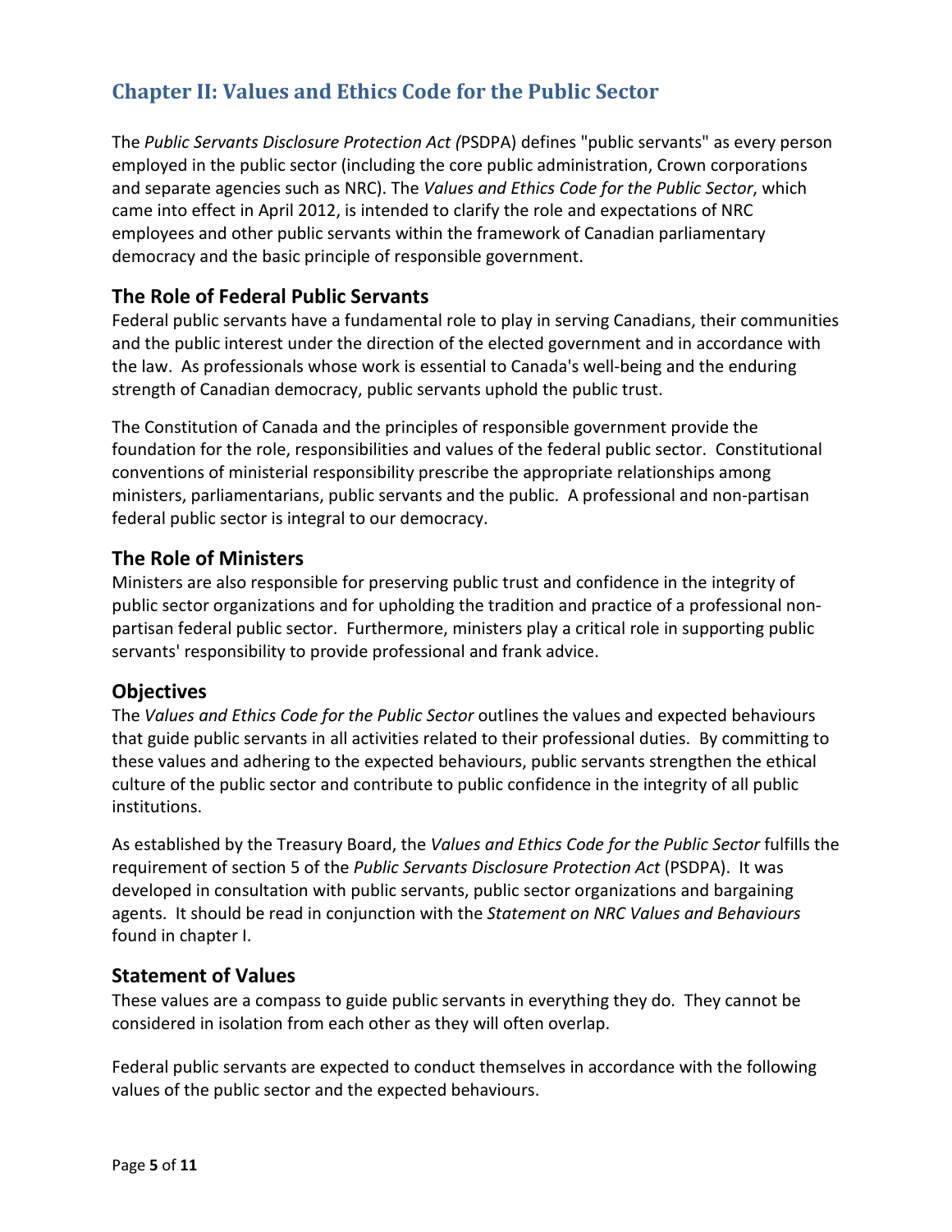## Chapter II: Values and Ethics Code for the Public Sector

The *Public Servants Disclosure Protection Act (*PSDPA) defines "public servants" as every person employed in the public sector (including the core public administration, Crown corporations and separate agencies such as NRC). The *Values and Ethics Code for the Public Sector*, which came into effect in April 2012, is intended to clarify the role and expectations of NRC employees and other public servants within the framework of Canadian parliamentary democracy and the basic principle of responsible government.

### The Role of Federal Public Servants

Federal public servants have a fundamental role to play in serving Canadians, their communities and the public interest under the direction of the elected government and in accordance with the law. As professionals whose work is essential to Canada's well-being and the enduring strength of Canadian democracy, public servants uphold the public trust.

The Constitution of Canada and the principles of responsible government provide the foundation for the role, responsibilities and values of the federal public sector. Constitutional conventions of ministerial responsibility prescribe the appropriate relationships among ministers, parliamentarians, public servants and the public. A professional and non-partisan federal public sector is integral to our democracy.

### The Role of Ministers

Ministers are also responsible for preserving public trust and confidence in the integrity of public sector organizations and for upholding the tradition and practice of a professional non-partisan federal public sector. Furthermore, ministers play a critical role in supporting public servants' responsibility to provide professional and frank advice.

### Objectives

The *Values and Ethics Code for the Public Sector* outlines the values and expected behaviours that guide public servants in all activities related to their professional duties. By committing to these values and adhering to the expected behaviours, public servants strengthen the ethical culture of the public sector and contribute to public confidence in the integrity of all public institutions.

As established by the Treasury Board, the *Values and Ethics Code for the Public Sector* fulfills the requirement of section 5 of the *Public Servants Disclosure Protection Act* (PSDPA). It was developed in consultation with public servants, public sector organizations and bargaining agents. It should be read in conjunction with the *Statement on NRC Values and Behaviours* found in chapter I.

### Statement of Values

These values are a compass to guide public servants in everything they do. They cannot be considered in isolation from each other as they will often overlap.

Federal public servants are expected to conduct themselves in accordance with the following values of the public sector and the expected behaviours.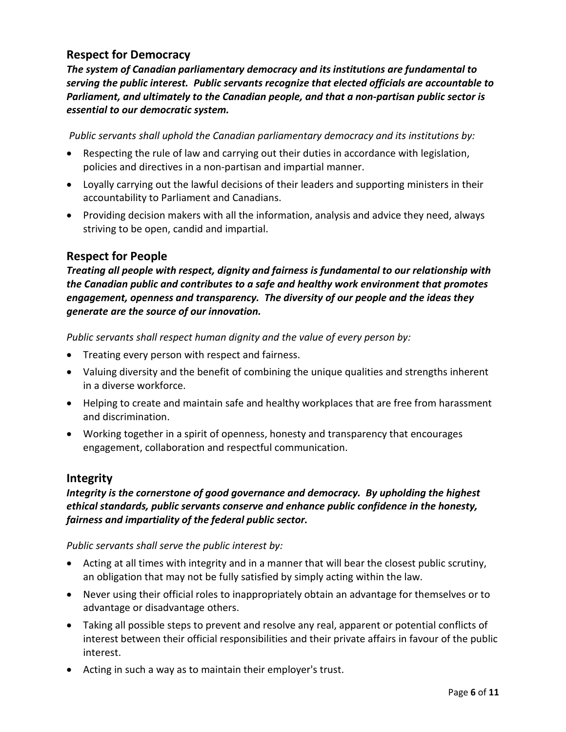## Respect for Democracy

***The system of Canadian parliamentary democracy and its institutions are fundamental to serving the public interest. Public servants recognize that elected officials are accountable to Parliament, and ultimately to the Canadian people, and that a non-partisan public sector is essential to our democratic system.***

*Public servants shall uphold the Canadian parliamentary democracy and its institutions by:*

- Respecting the rule of law and carrying out their duties in accordance with legislation, policies and directives in a non-partisan and impartial manner.
- Loyally carrying out the lawful decisions of their leaders and supporting ministers in their accountability to Parliament and Canadians.
- Providing decision makers with all the information, analysis and advice they need, always striving to be open, candid and impartial.

## Respect for People

***Treating all people with respect, dignity and fairness is fundamental to our relationship with the Canadian public and contributes to a safe and healthy work environment that promotes engagement, openness and transparency. The diversity of our people and the ideas they generate are the source of our innovation.***

*Public servants shall respect human dignity and the value of every person by:*

- Treating every person with respect and fairness.
- Valuing diversity and the benefit of combining the unique qualities and strengths inherent in a diverse workforce.
- Helping to create and maintain safe and healthy workplaces that are free from harassment and discrimination.
- Working together in a spirit of openness, honesty and transparency that encourages engagement, collaboration and respectful communication.

## Integrity

***Integrity is the cornerstone of good governance and democracy. By upholding the highest ethical standards, public servants conserve and enhance public confidence in the honesty, fairness and impartiality of the federal public sector.***

*Public servants shall serve the public interest by:*

- Acting at all times with integrity and in a manner that will bear the closest public scrutiny, an obligation that may not be fully satisfied by simply acting within the law.
- Never using their official roles to inappropriately obtain an advantage for themselves or to advantage or disadvantage others.
- Taking all possible steps to prevent and resolve any real, apparent or potential conflicts of interest between their official responsibilities and their private affairs in favour of the public interest.
- Acting in such a way as to maintain their employer's trust.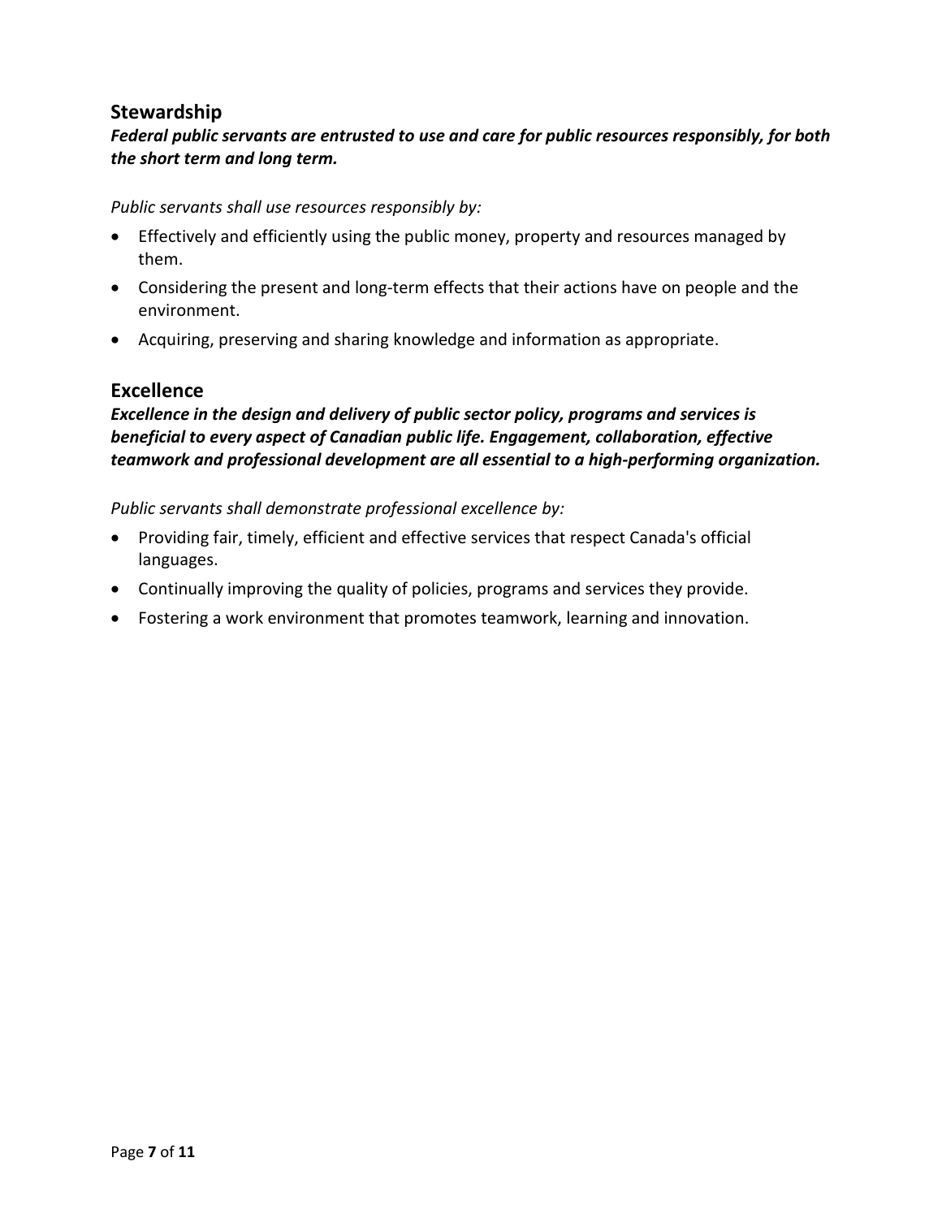## Stewardship

***Federal public servants are entrusted to use and care for public resources responsibly, for both the short term and long term.***

*Public servants shall use resources responsibly by:*

- Effectively and efficiently using the public money, property and resources managed by them.
- Considering the present and long-term effects that their actions have on people and the environment.
- Acquiring, preserving and sharing knowledge and information as appropriate.

## Excellence

***Excellence in the design and delivery of public sector policy, programs and services is beneficial to every aspect of Canadian public life. Engagement, collaboration, effective teamwork and professional development are all essential to a high-performing organization.***

*Public servants shall demonstrate professional excellence by:*

- Providing fair, timely, efficient and effective services that respect Canada's official languages.
- Continually improving the quality of policies, programs and services they provide.
- Fostering a work environment that promotes teamwork, learning and innovation.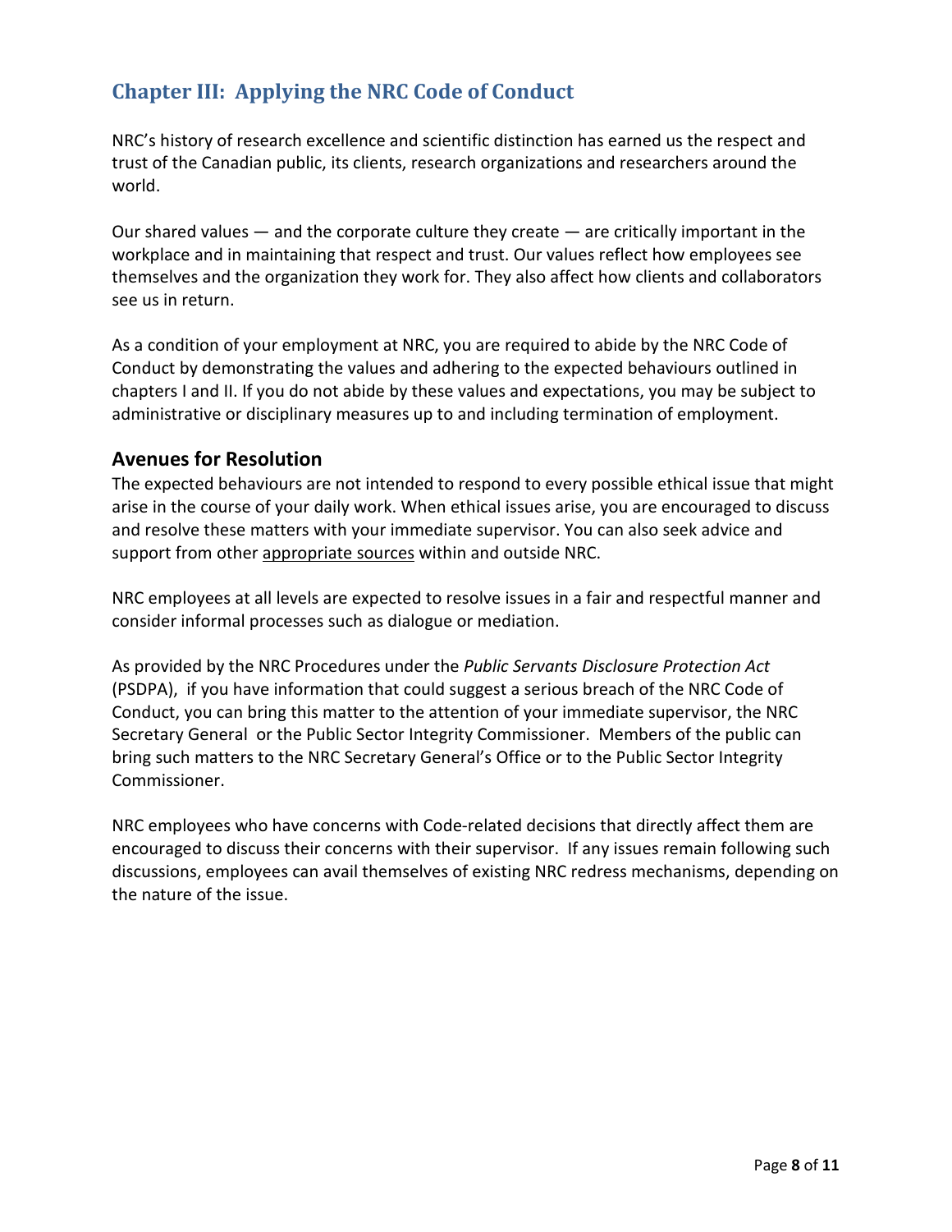## Chapter III: Applying the NRC Code of Conduct

NRC's history of research excellence and scientific distinction has earned us the respect and trust of the Canadian public, its clients, research organizations and researchers around the world.

Our shared values — and the corporate culture they create — are critically important in the workplace and in maintaining that respect and trust. Our values reflect how employees see themselves and the organization they work for. They also affect how clients and collaborators see us in return.

As a condition of your employment at NRC, you are required to abide by the NRC Code of Conduct by demonstrating the values and adhering to the expected behaviours outlined in chapters I and II. If you do not abide by these values and expectations, you may be subject to administrative or disciplinary measures up to and including termination of employment.

### Avenues for Resolution

The expected behaviours are not intended to respond to every possible ethical issue that might arise in the course of your daily work. When ethical issues arise, you are encouraged to discuss and resolve these matters with your immediate supervisor. You can also seek advice and support from other appropriate sources within and outside NRC.

NRC employees at all levels are expected to resolve issues in a fair and respectful manner and consider informal processes such as dialogue or mediation.

As provided by the NRC Procedures under the *Public Servants Disclosure Protection Act* (PSDPA), if you have information that could suggest a serious breach of the NRC Code of Conduct, you can bring this matter to the attention of your immediate supervisor, the NRC Secretary General or the Public Sector Integrity Commissioner. Members of the public can bring such matters to the NRC Secretary General's Office or to the Public Sector Integrity Commissioner.

NRC employees who have concerns with Code-related decisions that directly affect them are encouraged to discuss their concerns with their supervisor. If any issues remain following such discussions, employees can avail themselves of existing NRC redress mechanisms, depending on the nature of the issue.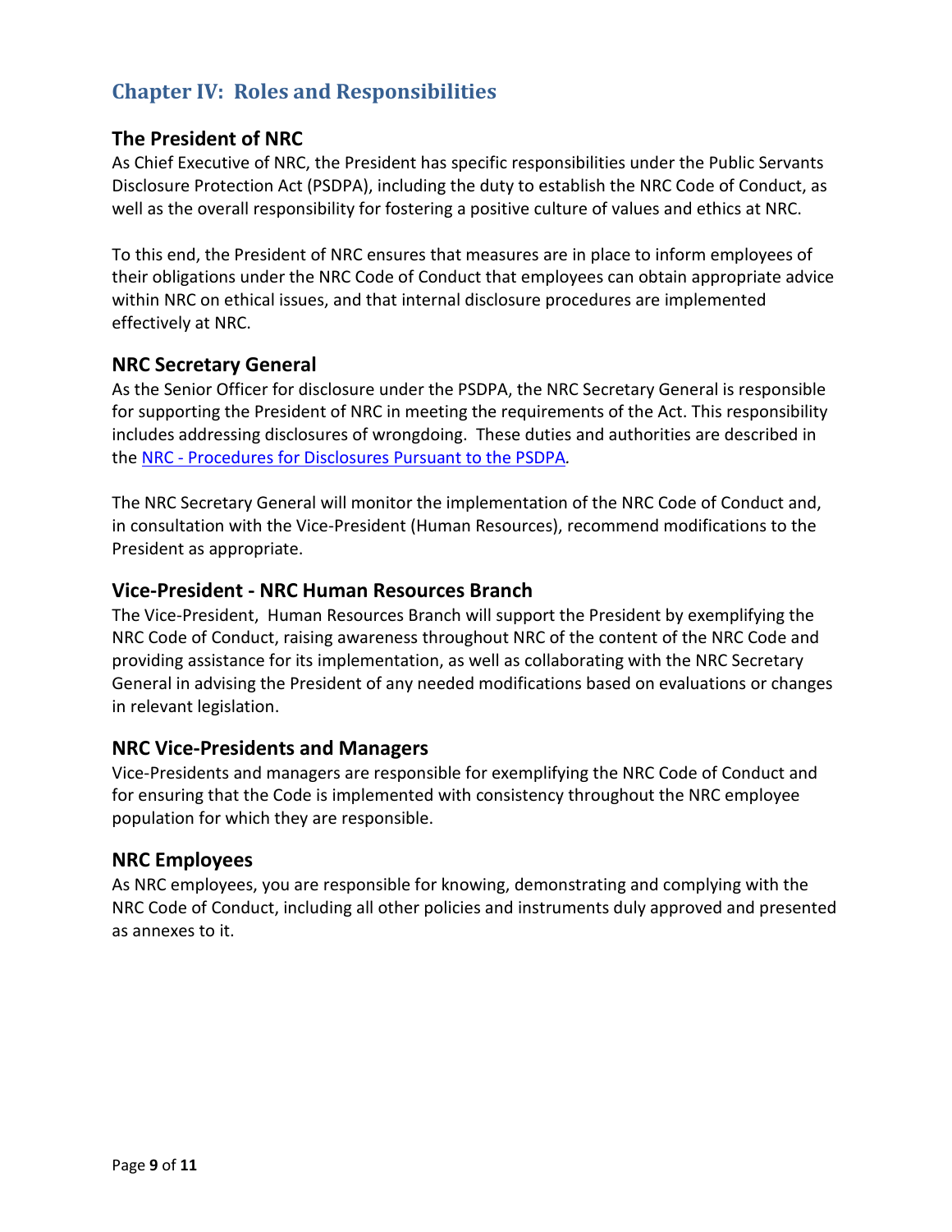## Chapter IV: Roles and Responsibilities

### The President of NRC

As Chief Executive of NRC, the President has specific responsibilities under the Public Servants Disclosure Protection Act (PSDPA), including the duty to establish the NRC Code of Conduct, as well as the overall responsibility for fostering a positive culture of values and ethics at NRC.

To this end, the President of NRC ensures that measures are in place to inform employees of their obligations under the NRC Code of Conduct that employees can obtain appropriate advice within NRC on ethical issues, and that internal disclosure procedures are implemented effectively at NRC.

### NRC Secretary General

As the Senior Officer for disclosure under the PSDPA, the NRC Secretary General is responsible for supporting the President of NRC in meeting the requirements of the Act. This responsibility includes addressing disclosures of wrongdoing. These duties and authorities are described in the NRC - Procedures for Disclosures Pursuant to the PSDPA.

The NRC Secretary General will monitor the implementation of the NRC Code of Conduct and, in consultation with the Vice-President (Human Resources), recommend modifications to the President as appropriate.

### Vice-President - NRC Human Resources Branch

The Vice-President, Human Resources Branch will support the President by exemplifying the NRC Code of Conduct, raising awareness throughout NRC of the content of the NRC Code and providing assistance for its implementation, as well as collaborating with the NRC Secretary General in advising the President of any needed modifications based on evaluations or changes in relevant legislation.

### NRC Vice-Presidents and Managers

Vice-Presidents and managers are responsible for exemplifying the NRC Code of Conduct and for ensuring that the Code is implemented with consistency throughout the NRC employee population for which they are responsible.

### NRC Employees

As NRC employees, you are responsible for knowing, demonstrating and complying with the NRC Code of Conduct, including all other policies and instruments duly approved and presented as annexes to it.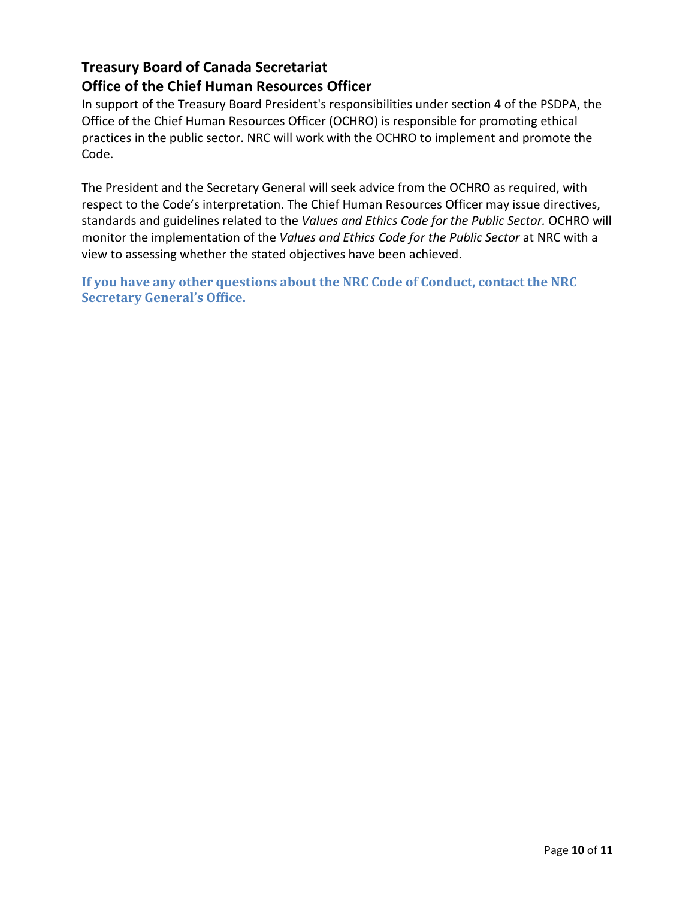## Treasury Board of Canada Secretariat
## Office of the Chief Human Resources Officer

In support of the Treasury Board President's responsibilities under section 4 of the PSDPA, the Office of the Chief Human Resources Officer (OCHRO) is responsible for promoting ethical practices in the public sector. NRC will work with the OCHRO to implement and promote the Code.

The President and the Secretary General will seek advice from the OCHRO as required, with respect to the Code's interpretation. The Chief Human Resources Officer may issue directives, standards and guidelines related to the *Values and Ethics Code for the Public Sector.* OCHRO will monitor the implementation of the *Values and Ethics Code for the Public Sector* at NRC with a view to assessing whether the stated objectives have been achieved.

**If you have any other questions about the NRC Code of Conduct, contact the NRC Secretary General's Office.**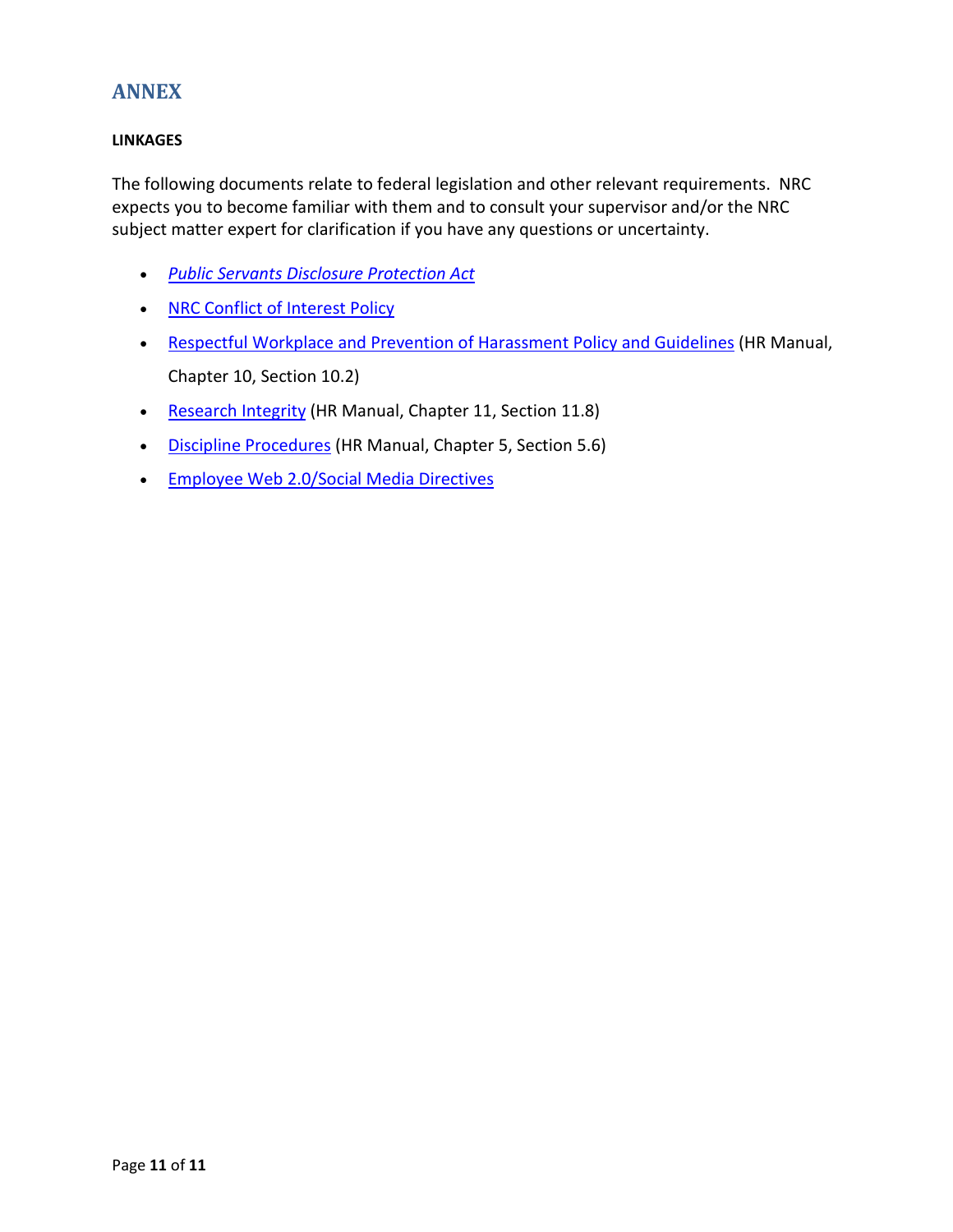## ANNEX

**LINKAGES**

The following documents relate to federal legislation and other relevant requirements. NRC expects you to become familiar with them and to consult your supervisor and/or the NRC subject matter expert for clarification if you have any questions or uncertainty.

- *Public Servants Disclosure Protection Act*
- NRC Conflict of Interest Policy
- Respectful Workplace and Prevention of Harassment Policy and Guidelines (HR Manual, Chapter 10, Section 10.2)
- Research Integrity (HR Manual, Chapter 11, Section 11.8)
- Discipline Procedures (HR Manual, Chapter 5, Section 5.6)
- Employee Web 2.0/Social Media Directives